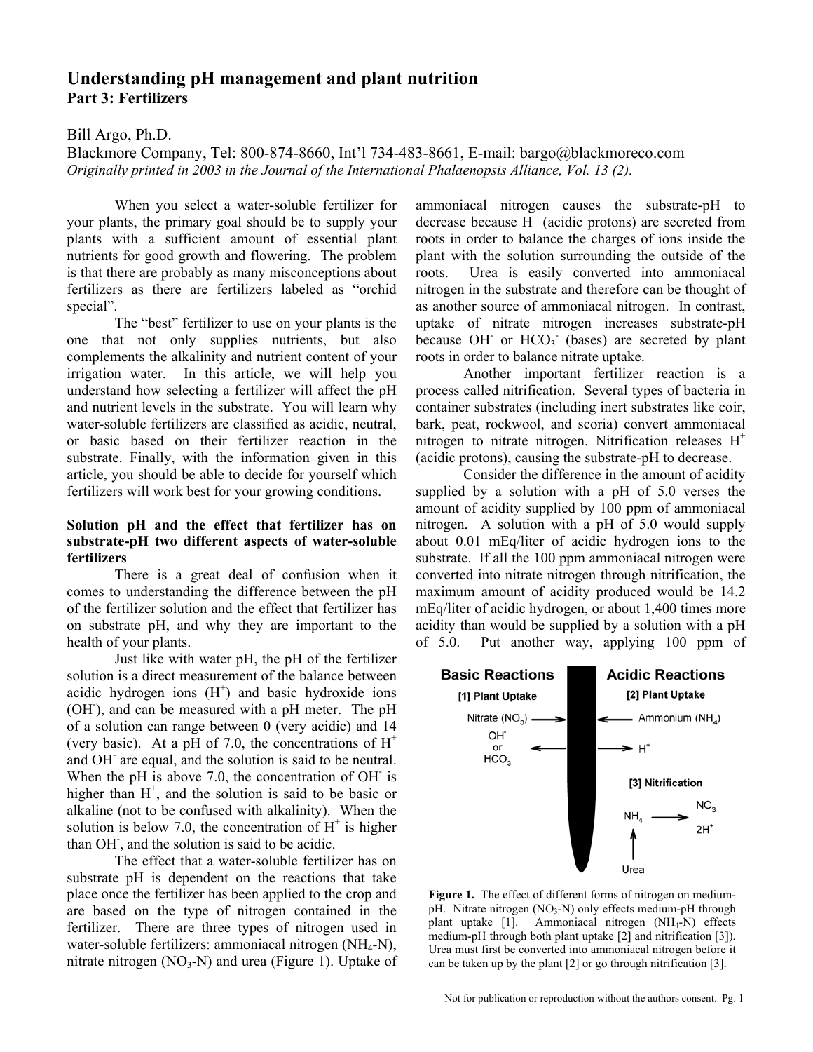# Understanding pH management and plant nutrition

## Part 3: Fertilizers

Bill Argo, Ph.D.

Blackmore Company, Tel: 800-874-8660, Int'l 734-483-8661, E-mail: bargo@blackmoreco.com

*Originally printed in 2003 in the Journal of the International Phalaenopsis Alliance, Vol. 13 (2).*

When you select a water-soluble fertilizer for your plants, the primary goal should be to supply your plants with a sufficient amount of essential plant nutrients for good growth and flowering. The problem is that there are probably as many misconceptions about fertilizers as there are fertilizers labeled as "orchid special".

The "best" fertilizer to use on your plants is the one that not only supplies nutrients, but also complements the alkalinity and nutrient content of your irrigation water. In this article, we will help you understand how selecting a fertilizer will affect the pH and nutrient levels in the substrate. You will learn why water-soluble fertilizers are classified as acidic, neutral, or basic based on their fertilizer reaction in the substrate. Finally, with the information given in this article, you should be able to decide for yourself which fertilizers will work best for your growing conditions.

### Solution pH and the effect that fertilizer has on substrate-pH two different aspects of water-soluble fertilizers

There is a great deal of confusion when it comes to understanding the difference between the pH of the fertilizer solution and the effect that fertilizer has on substrate pH, and why they are important to the health of your plants.

Just like with water pH, the pH of the fertilizer solution is a direct measurement of the balance between acidic hydrogen ions ($H^+$) and basic hydroxide ions ($OH^-$), and can be measured with a pH meter. The pH of a solution can range between 0 (very acidic) and 14 (very basic). At a pH of 7.0, the concentrations of $H^+$ and $OH^-$ are equal, and the solution is said to be neutral. When the pH is above 7.0, the concentration of $OH^-$ is higher than $H^+$, and the solution is said to be basic or alkaline (not to be confused with alkalinity). When the solution is below 7.0, the concentration of $H^+$ is higher than $OH^-$, and the solution is said to be acidic.

The effect that a water-soluble fertilizer has on substrate pH is dependent on the reactions that take place once the fertilizer has been applied to the crop and are based on the type of nitrogen contained in the fertilizer. There are three types of nitrogen used in water-soluble fertilizers: ammoniacal nitrogen ($NH_4$-N), nitrate nitrogen ($NO_3$-N) and urea (Figure 1). Uptake of ammoniacal nitrogen causes the substrate-pH to decrease because $H^+$ (acidic protons) are secreted from roots in order to balance the charges of ions inside the plant with the solution surrounding the outside of the roots. Urea is easily converted into ammoniacal nitrogen in the substrate and therefore can be thought of as another source of ammoniacal nitrogen. In contrast, uptake of nitrate nitrogen increases substrate-pH because $OH^-$ or $HCO_3^-$ (bases) are secreted by plant roots in order to balance nitrate uptake.

Another important fertilizer reaction is a process called nitrification. Several types of bacteria in container substrates (including inert substrates like coir, bark, peat, rockwool, and scoria) convert ammoniacal nitrogen to nitrate nitrogen. Nitrification releases $H^+$ (acidic protons), causing the substrate-pH to decrease.

Consider the difference in the amount of acidity supplied by a solution with a pH of 5.0 verses the amount of acidity supplied by 100 ppm of ammoniacal nitrogen. A solution with a pH of 5.0 would supply about 0.01 mEq/liter of acidic hydrogen ions to the substrate. If all the 100 ppm ammoniacal nitrogen were converted into nitrate nitrogen through nitrification, the maximum amount of acidity produced would be 14.2 mEq/liter of acidic hydrogen, or about 1,400 times more acidity than would be supplied by a solution with a pH of 5.0. Put another way, applying 100 ppm of

| Basic Reactions | Acidic Reactions |
|---|---|
| [1] Plant Uptake | [2] Plant Uptake |
| Nitrate ($NO_3$) → root | Ammonium ($NH_4$) → root |
| root → $OH^-$ or $HCO_3$ | root → $H^+$ |
| | [3] Nitrification |
| | Urea → $NH_4$ → $NO_3$ + $2H^+$ |

**Figure 1.** The effect of different forms of nitrogen on medium-pH. Nitrate nitrogen ($NO_3$-N) only effects medium-pH through plant uptake [1]. Ammoniacal nitrogen ($NH_4$-N) effects medium-pH through both plant uptake [2] and nitrification [3]). Urea must first be converted into ammoniacal nitrogen before it can be taken up by the plant [2] or go through nitrification [3].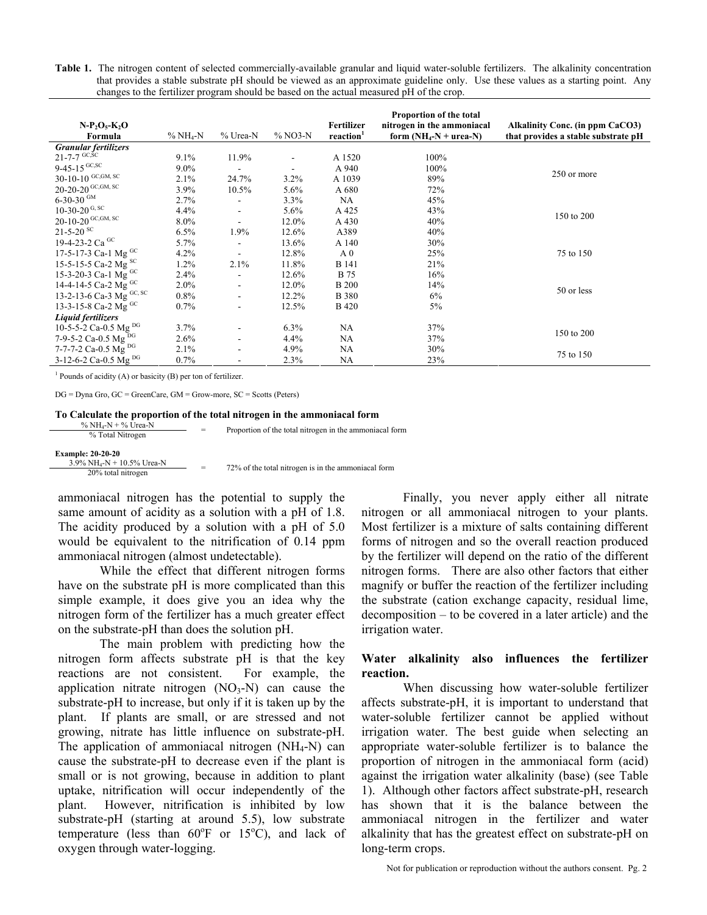**Table 1.** The nitrogen content of selected commercially-available granular and liquid water-soluble fertilizers. The alkalinity concentration that provides a stable substrate pH should be viewed as an approximate guideline only. Use these values as a starting point. Any changes to the fertilizer program should be based on the actual measured pH of the crop.

| $N$-$P_2O_5$-$K_2O$ Formula | % $NH_4$-N | % Urea-N | % NO3-N | Fertilizer reaction[1] | Proportion of the total nitrogen in the ammoniacal form ($NH_4$-N + urea-N) | Alkalinity Conc. (in ppm CaCO3) that provides a stable substrate pH |
|---|---|---|---|---|---|---|
| ***Granular fertilizers*** | | | | | | |
| 21-7-7 [GC,SC] | 9.1% | 11.9% | - | A 1520 | 100% | 250 or more |
| 9-45-15 [GC,SC] | 9.0% | - | - | A 940 | 100% | |
| 30-10-10 [GC,GM, SC] | 2.1% | 24.7% | 3.2% | A 1039 | 89% | |
| 20-20-20 [GC,GM, SC] | 3.9% | 10.5% | 5.6% | A 680 | 72% | |
| 6-30-30 [GM] | 2.7% | - | 3.3% | NA | 45% | 150 to 200 |
| 10-30-20 [G, SC] | 4.4% | - | 5.6% | A 425 | 43% | |
| 20-10-20 [GC,GM, SC] | 8.0% | - | 12.0% | A 430 | 40% | |
| 21-5-20 [SC] | 6.5% | 1.9% | 12.6% | A389 | 40% | |
| 19-4-23-2 Ca [GC] | 5.7% | - | 13.6% | A 140 | 30% | 75 to 150 |
| 17-5-17-3 Ca-1 Mg [GC] | 4.2% | - | 12.8% | A 0 | 25% | |
| 15-5-15-5 Ca-2 Mg [SC] | 1.2% | 2.1% | 11.8% | B 141 | 21% | |
| 15-3-20-3 Ca-1 Mg [GC] | 2.4% | - | 12.6% | B 75 | 16% | |
| 14-4-14-5 Ca-2 Mg [GC] | 2.0% | - | 12.0% | B 200 | 14% | 50 or less |
| 13-2-13-6 Ca-3 Mg [GC, SC] | 0.8% | - | 12.2% | B 380 | 6% | |
| 13-3-15-8 Ca-2 Mg [GC] | 0.7% | - | 12.5% | B 420 | 5% | |
| ***Liquid fertilizers*** | | | | | | |
| 10-5-5-2 Ca-0.5 Mg [DG] | 3.7% | - | 6.3% | NA | 37% | 150 to 200 |
| 7-9-5-2 Ca-0.5 Mg [DG] | 2.6% | - | 4.4% | NA | 37% | |
| 7-7-7-2 Ca-0.5 Mg [DG] | 2.1% | - | 4.9% | NA | 30% | 75 to 150 |
| 3-12-6-2 Ca-0.5 Mg [DG] | 0.7% | - | 2.3% | NA | 23% | |

[1] Pounds of acidity (A) or basicity (B) per ton of fertilizer.

DG = Dyna Gro, GC = GreenCare, GM = Grow-more, SC = Scotts (Peters)

**To Calculate the proportion of the total nitrogen in the ammoniacal form**

$$\frac{\%\ NH_4\text{-N} + \%\ \text{Urea-N}}{\%\ \text{Total Nitrogen}} = \text{Proportion of the total nitrogen in the ammoniacal form}$$

**Example: 20-20-20**

$$\frac{3.9\%\ NH_4\text{-N} + 10.5\%\ \text{Urea-N}}{20\%\ \text{total nitrogen}} = 72\%\ \text{of the total nitrogen is in the ammoniacal form}$$

ammoniacal nitrogen has the potential to supply the same amount of acidity as a solution with a pH of 1.8. The acidity produced by a solution with a pH of 5.0 would be equivalent to the nitrification of 0.14 ppm ammoniacal nitrogen (almost undetectable).

While the effect that different nitrogen forms have on the substrate pH is more complicated than this simple example, it does give you an idea why the nitrogen form of the fertilizer has a much greater effect on the substrate-pH than does the solution pH.

The main problem with predicting how the nitrogen form affects substrate pH is that the key reactions are not consistent. For example, the application nitrate nitrogen ($NO_3$-N) can cause the substrate-pH to increase, but only if it is taken up by the plant. If plants are small, or are stressed and not growing, nitrate has little influence on substrate-pH. The application of ammoniacal nitrogen ($NH_4$-N) can cause the substrate-pH to decrease even if the plant is small or is not growing, because in addition to plant uptake, nitrification will occur independently of the plant. However, nitrification is inhibited by low substrate-pH (starting at around 5.5), low substrate temperature (less than 60°F or 15°C), and lack of oxygen through water-logging.

Finally, you never apply either all nitrate nitrogen or all ammoniacal nitrogen to your plants. Most fertilizer is a mixture of salts containing different forms of nitrogen and so the overall reaction produced by the fertilizer will depend on the ratio of the different nitrogen forms. There are also other factors that either magnify or buffer the reaction of the fertilizer including the substrate (cation exchange capacity, residual lime, decomposition – to be covered in a later article) and the irrigation water.

### Water alkalinity also influences the fertilizer reaction.

When discussing how water-soluble fertilizer affects substrate-pH, it is important to understand that water-soluble fertilizer cannot be applied without irrigation water. The best guide when selecting an appropriate water-soluble fertilizer is to balance the proportion of nitrogen in the ammoniacal form (acid) against the irrigation water alkalinity (base) (see Table 1). Although other factors affect substrate-pH, research has shown that it is the balance between the ammoniacal nitrogen in the fertilizer and water alkalinity that has the greatest effect on substrate-pH on long-term crops.

Not for publication or reproduction without the authors consent.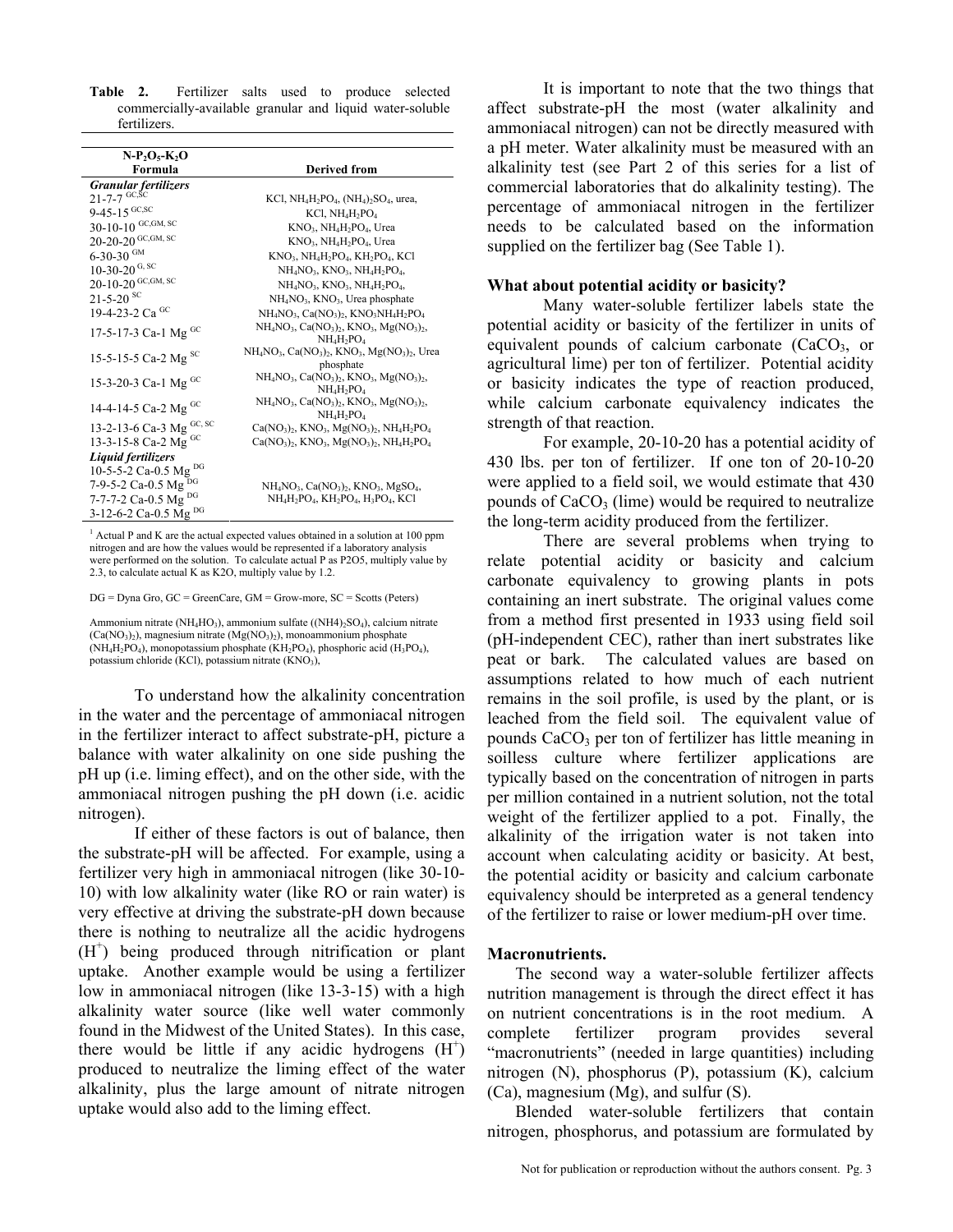**Table 2.** Fertilizer salts used to produce selected commercially-available granular and liquid water-soluble fertilizers.

| $N-P_2O_5-K_2O$ Formula | Derived from |
|---|---|
| ***Granular fertilizers*** | |
| 21-7-7 [GC,SC] | KCl, $NH_4H_2PO_4$, $(NH_4)_2SO_4$, urea, |
| 9-45-15 [GC,SC] | KCl, $NH_4H_2PO_4$ |
| 30-10-10 [GC,GM, SC] | $KNO_3$, $NH_4H_2PO_4$, Urea |
| 20-20-20 [GC,GM, SC] | $KNO_3$, $NH_4H_2PO_4$, Urea |
| 6-30-30 [GM] | $KNO_3$, $NH_4H_2PO_4$, $KH_2PO_4$, KCl |
| 10-30-20 [G, SC] | $NH_4NO_3$, $KNO_3$, $NH_4H_2PO_4$, |
| 20-10-20 [GC,GM, SC] | $NH_4NO_3$, $KNO_3$, $NH_4H_2PO_4$, |
| 21-5-20 [SC] | $NH_4NO_3$, $KNO_3$, Urea phosphate |
| 19-4-23-2 Ca [GC] | $NH_4NO_3$, $Ca(NO_3)_2$, $KNO_3NH_4H_2PO_4$ |
| 17-5-17-3 Ca-1 Mg [GC] | $NH_4NO_3$, $Ca(NO_3)_2$, $KNO_3$, $Mg(NO_3)_2$, $NH_4H_2PO_4$ |
| 15-5-15-5 Ca-2 Mg [SC] | $NH_4NO_3$, $Ca(NO_3)_2$, $KNO_3$, $Mg(NO_3)_2$, Urea phosphate |
| 15-3-20-3 Ca-1 Mg [GC] | $NH_4NO_3$, $Ca(NO_3)_2$, $KNO_3$, $Mg(NO_3)_2$, $NH_4H_2PO_4$ |
| 14-4-14-5 Ca-2 Mg [GC] | $NH_4NO_3$, $Ca(NO_3)_2$, $KNO_3$, $Mg(NO_3)_2$, $NH_4H_2PO_4$ |
| 13-2-13-6 Ca-3 Mg [GC, SC] | $Ca(NO_3)_2$, $KNO_3$, $Mg(NO_3)_2$, $NH_4H_2PO_4$ |
| 13-3-15-8 Ca-2 Mg [GC] | $Ca(NO_3)_2$, $KNO_3$, $Mg(NO_3)_2$, $NH_4H_2PO_4$ |
| ***Liquid fertilizers*** | |
| 10-5-5-2 Ca-0.5 Mg [DG] | |
| 7-9-5-2 Ca-0.5 Mg [DG] | $NH_4NO_3$, $Ca(NO_3)_2$, $KNO_3$, $MgSO_4$, |
| 7-7-7-2 Ca-0.5 Mg [DG] | $NH_4H_2PO_4$, $KH_2PO_4$, $H_3PO_4$, KCl |
| 3-12-6-2 Ca-0.5 Mg [DG] | |

[1] Actual P and K are the actual expected values obtained in a solution at 100 ppm nitrogen and are how the values would be represented if a laboratory analysis were performed on the solution. To calculate actual P as P2O5, multiply value by 2.3, to calculate actual K as K2O, multiply value by 1.2.

DG = Dyna Gro, GC = GreenCare, GM = Grow-more, SC = Scotts (Peters)

Ammonium nitrate ($NH_4HO_3$), ammonium sulfate ($(NH4)_2SO_4$), calcium nitrate ($Ca(NO_3)_2$), magnesium nitrate ($Mg(NO_3)_2$), monoammonium phosphate ($NH_4H_2PO_4$), monopotassium phosphate ($KH_2PO_4$), phosphoric acid ($H_3PO_4$), potassium chloride (KCl), potassium nitrate ($KNO_3$),

To understand how the alkalinity concentration in the water and the percentage of ammoniacal nitrogen in the fertilizer interact to affect substrate-pH, picture a balance with water alkalinity on one side pushing the pH up (i.e. liming effect), and on the other side, with the ammoniacal nitrogen pushing the pH down (i.e. acidic nitrogen).

If either of these factors is out of balance, then the substrate-pH will be affected. For example, using a fertilizer very high in ammoniacal nitrogen (like 30-10-10) with low alkalinity water (like RO or rain water) is very effective at driving the substrate-pH down because there is nothing to neutralize all the acidic hydrogens ($H^+$) being produced through nitrification or plant uptake. Another example would be using a fertilizer low in ammoniacal nitrogen (like 13-3-15) with a high alkalinity water source (like well water commonly found in the Midwest of the United States). In this case, there would be little if any acidic hydrogens ($H^+$) produced to neutralize the liming effect of the water alkalinity, plus the large amount of nitrate nitrogen uptake would also add to the liming effect.

It is important to note that the two things that affect substrate-pH the most (water alkalinity and ammoniacal nitrogen) can not be directly measured with a pH meter. Water alkalinity must be measured with an alkalinity test (see Part 2 of this series for a list of commercial laboratories that do alkalinity testing). The percentage of ammoniacal nitrogen in the fertilizer needs to be calculated based on the information supplied on the fertilizer bag (See Table 1).

**What about potential acidity or basicity?**

Many water-soluble fertilizer labels state the potential acidity or basicity of the fertilizer in units of equivalent pounds of calcium carbonate ($CaCO_3$, or agricultural lime) per ton of fertilizer. Potential acidity or basicity indicates the type of reaction produced, while calcium carbonate equivalency indicates the strength of that reaction.

For example, 20-10-20 has a potential acidity of 430 lbs. per ton of fertilizer. If one ton of 20-10-20 were applied to a field soil, we would estimate that 430 pounds of $CaCO_3$ (lime) would be required to neutralize the long-term acidity produced from the fertilizer.

There are several problems when trying to relate potential acidity or basicity and calcium carbonate equivalency to growing plants in pots containing an inert substrate. The original values come from a method first presented in 1933 using field soil (pH-independent CEC), rather than inert substrates like peat or bark. The calculated values are based on assumptions related to how much of each nutrient remains in the soil profile, is used by the plant, or is leached from the field soil. The equivalent value of pounds $CaCO_3$ per ton of fertilizer has little meaning in soilless culture where fertilizer applications are typically based on the concentration of nitrogen in parts per million contained in a nutrient solution, not the total weight of the fertilizer applied to a pot. Finally, the alkalinity of the irrigation water is not taken into account when calculating acidity or basicity. At best, the potential acidity or basicity and calcium carbonate equivalency should be interpreted as a general tendency of the fertilizer to raise or lower medium-pH over time.

**Macronutrients.**

The second way a water-soluble fertilizer affects nutrition management is through the direct effect it has on nutrient concentrations is in the root medium. A complete fertilizer program provides several "macronutrients" (needed in large quantities) including nitrogen (N), phosphorus (P), potassium (K), calcium (Ca), magnesium (Mg), and sulfur (S).

Blended water-soluble fertilizers that contain nitrogen, phosphorus, and potassium are formulated by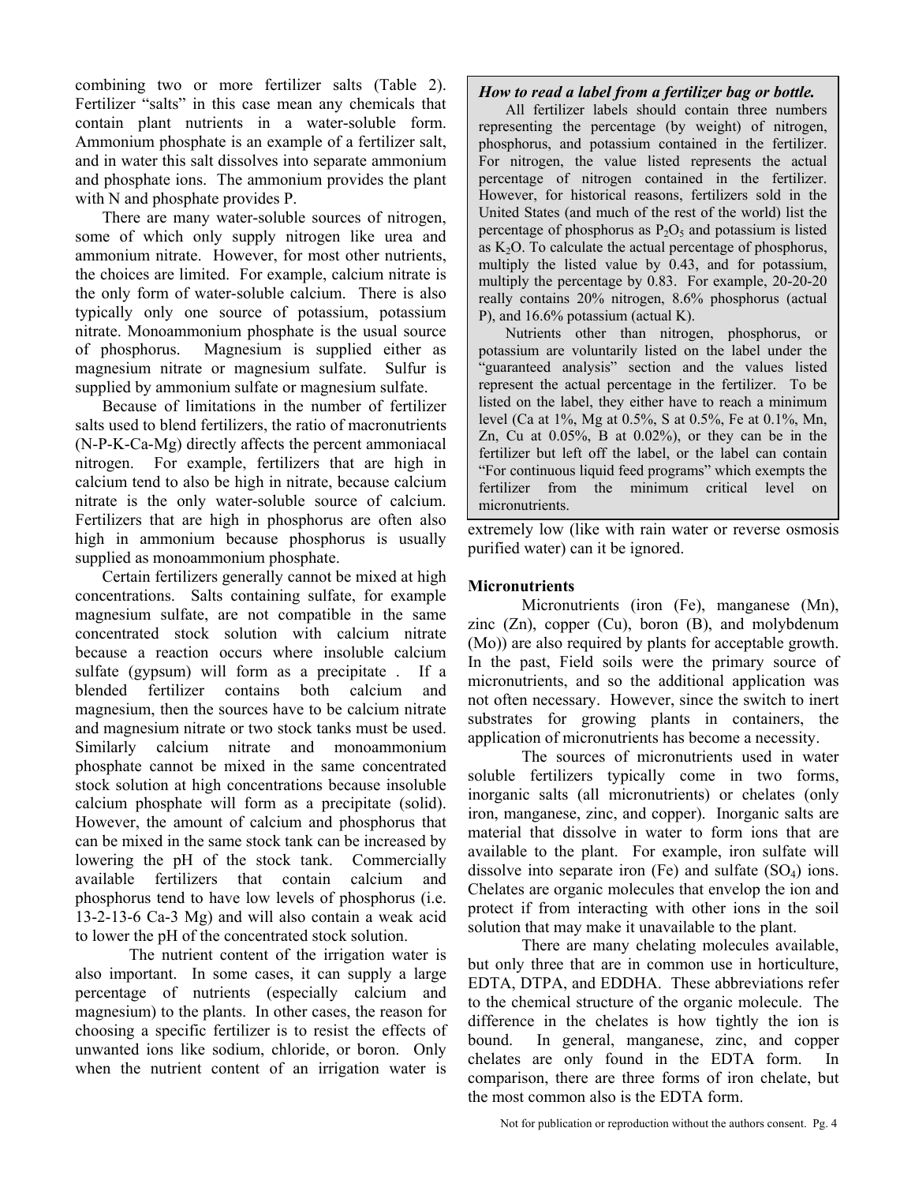combining two or more fertilizer salts (Table 2). Fertilizer "salts" in this case mean any chemicals that contain plant nutrients in a water-soluble form. Ammonium phosphate is an example of a fertilizer salt, and in water this salt dissolves into separate ammonium and phosphate ions. The ammonium provides the plant with N and phosphate provides P.

There are many water-soluble sources of nitrogen, some of which only supply nitrogen like urea and ammonium nitrate. However, for most other nutrients, the choices are limited. For example, calcium nitrate is the only form of water-soluble calcium. There is also typically only one source of potassium, potassium nitrate. Monoammonium phosphate is the usual source of phosphorus. Magnesium is supplied either as magnesium nitrate or magnesium sulfate. Sulfur is supplied by ammonium sulfate or magnesium sulfate.

Because of limitations in the number of fertilizer salts used to blend fertilizers, the ratio of macronutrients (N-P-K-Ca-Mg) directly affects the percent ammoniacal nitrogen. For example, fertilizers that are high in calcium tend to also be high in nitrate, because calcium nitrate is the only water-soluble source of calcium. Fertilizers that are high in phosphorus are often also high in ammonium because phosphorus is usually supplied as monoammonium phosphate.

Certain fertilizers generally cannot be mixed at high concentrations. Salts containing sulfate, for example magnesium sulfate, are not compatible in the same concentrated stock solution with calcium nitrate because a reaction occurs where insoluble calcium sulfate (gypsum) will form as a precipitate . If a blended fertilizer contains both calcium and magnesium, then the sources have to be calcium nitrate and magnesium nitrate or two stock tanks must be used. Similarly calcium nitrate and monoammonium phosphate cannot be mixed in the same concentrated stock solution at high concentrations because insoluble calcium phosphate will form as a precipitate (solid). However, the amount of calcium and phosphorus that can be mixed in the same stock tank can be increased by lowering the pH of the stock tank. Commercially available fertilizers that contain calcium and phosphorus tend to have low levels of phosphorus (i.e. 13-2-13-6 Ca-3 Mg) and will also contain a weak acid to lower the pH of the concentrated stock solution.

The nutrient content of the irrigation water is also important. In some cases, it can supply a large percentage of nutrients (especially calcium and magnesium) to the plants. In other cases, the reason for choosing a specific fertilizer is to resist the effects of unwanted ions like sodium, chloride, or boron. Only when the nutrient content of an irrigation water is extremely low (like with rain water or reverse osmosis purified water) can it be ignored.

> ***How to read a label from a fertilizer bag or bottle.***
>
> All fertilizer labels should contain three numbers representing the percentage (by weight) of nitrogen, phosphorus, and potassium contained in the fertilizer. For nitrogen, the value listed represents the actual percentage of nitrogen contained in the fertilizer. However, for historical reasons, fertilizers sold in the United States (and much of the rest of the world) list the percentage of phosphorus as $P_2O_5$ and potassium is listed as $K_2O$. To calculate the actual percentage of phosphorus, multiply the listed value by 0.43, and for potassium, multiply the percentage by 0.83. For example, 20-20-20 really contains 20% nitrogen, 8.6% phosphorus (actual P), and 16.6% potassium (actual K).
>
> Nutrients other than nitrogen, phosphorus, or potassium are voluntarily listed on the label under the "guaranteed analysis" section and the values listed represent the actual percentage in the fertilizer. To be listed on the label, they either have to reach a minimum level (Ca at 1%, Mg at 0.5%, S at 0.5%, Fe at 0.1%, Mn, Zn, Cu at 0.05%, B at 0.02%), or they can be in the fertilizer but left off the label, or the label can contain "For continuous liquid feed programs" which exempts the fertilizer from the minimum critical level on micronutrients.

### Micronutrients

Micronutrients (iron (Fe), manganese (Mn), zinc (Zn), copper (Cu), boron (B), and molybdenum (Mo)) are also required by plants for acceptable growth. In the past, Field soils were the primary source of micronutrients, and so the additional application was not often necessary. However, since the switch to inert substrates for growing plants in containers, the application of micronutrients has become a necessity.

The sources of micronutrients used in water soluble fertilizers typically come in two forms, inorganic salts (all micronutrients) or chelates (only iron, manganese, zinc, and copper). Inorganic salts are material that dissolve in water to form ions that are available to the plant. For example, iron sulfate will dissolve into separate iron (Fe) and sulfate ($SO_4$) ions. Chelates are organic molecules that envelop the ion and protect if from interacting with other ions in the soil solution that may make it unavailable to the plant.

There are many chelating molecules available, but only three that are in common use in horticulture, EDTA, DTPA, and EDDHA. These abbreviations refer to the chemical structure of the organic molecule. The difference in the chelates is how tightly the ion is bound. In general, manganese, zinc, and copper chelates are only found in the EDTA form. In comparison, there are three forms of iron chelate, but the most common also is the EDTA form.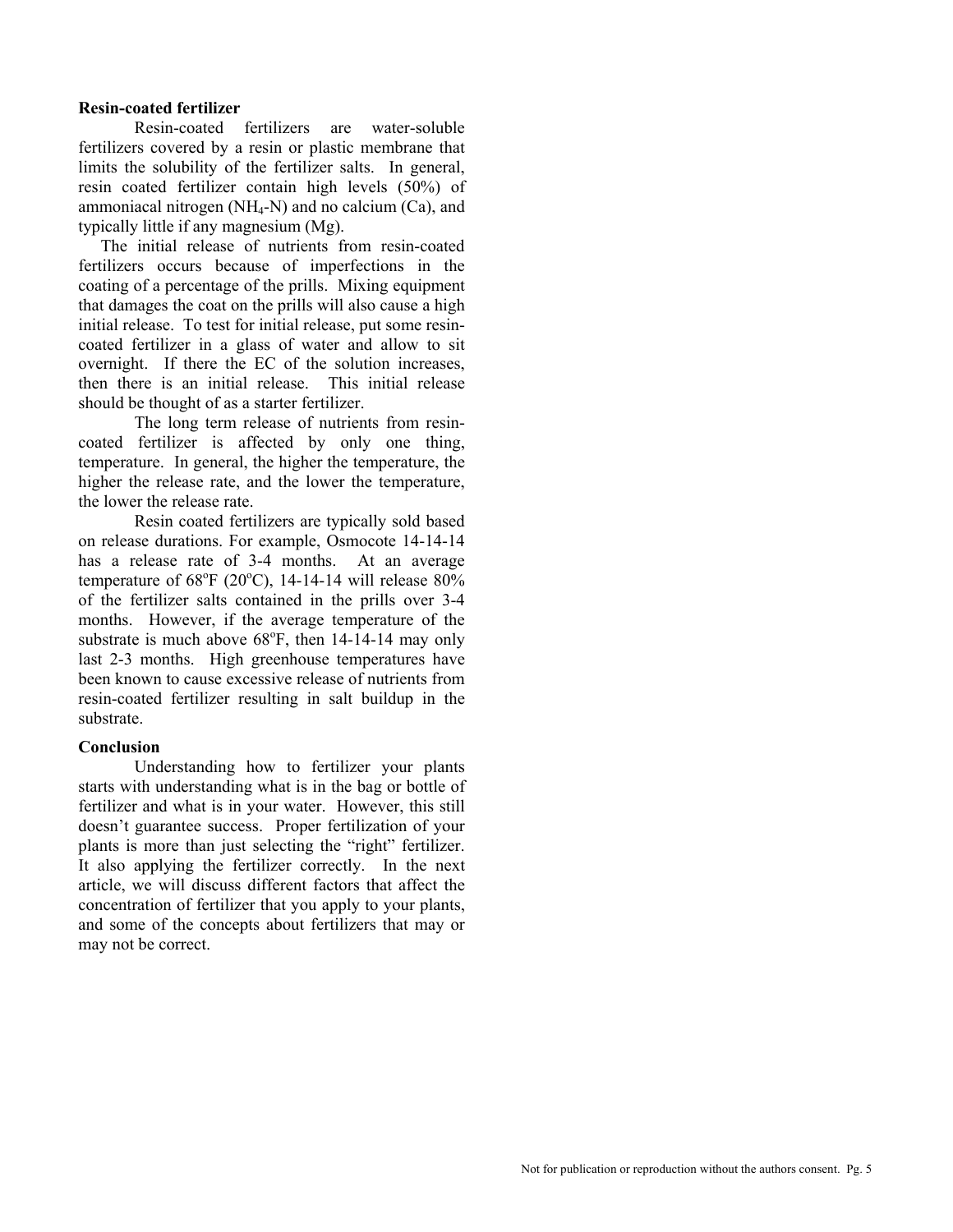**Resin-coated fertilizer**

Resin-coated fertilizers are water-soluble fertilizers covered by a resin or plastic membrane that limits the solubility of the fertilizer salts. In general, resin coated fertilizer contain high levels (50%) of ammoniacal nitrogen ($NH_4$-N) and no calcium (Ca), and typically little if any magnesium (Mg).

The initial release of nutrients from resin-coated fertilizers occurs because of imperfections in the coating of a percentage of the prills. Mixing equipment that damages the coat on the prills will also cause a high initial release. To test for initial release, put some resin-coated fertilizer in a glass of water and allow to sit overnight. If there the EC of the solution increases, then there is an initial release. This initial release should be thought of as a starter fertilizer.

The long term release of nutrients from resin-coated fertilizer is affected by only one thing, temperature. In general, the higher the temperature, the higher the release rate, and the lower the temperature, the lower the release rate.

Resin coated fertilizers are typically sold based on release durations. For example, Osmocote 14-14-14 has a release rate of 3-4 months. At an average temperature of 68$^o$F (20$^o$C), 14-14-14 will release 80% of the fertilizer salts contained in the prills over 3-4 months. However, if the average temperature of the substrate is much above 68$^o$F, then 14-14-14 may only last 2-3 months. High greenhouse temperatures have been known to cause excessive release of nutrients from resin-coated fertilizer resulting in salt buildup in the substrate.

**Conclusion**

Understanding how to fertilizer your plants starts with understanding what is in the bag or bottle of fertilizer and what is in your water. However, this still doesn't guarantee success. Proper fertilization of your plants is more than just selecting the "right" fertilizer. It also applying the fertilizer correctly. In the next article, we will discuss different factors that affect the concentration of fertilizer that you apply to your plants, and some of the concepts about fertilizers that may or may not be correct.

Not for publication or reproduction without the authors consent.